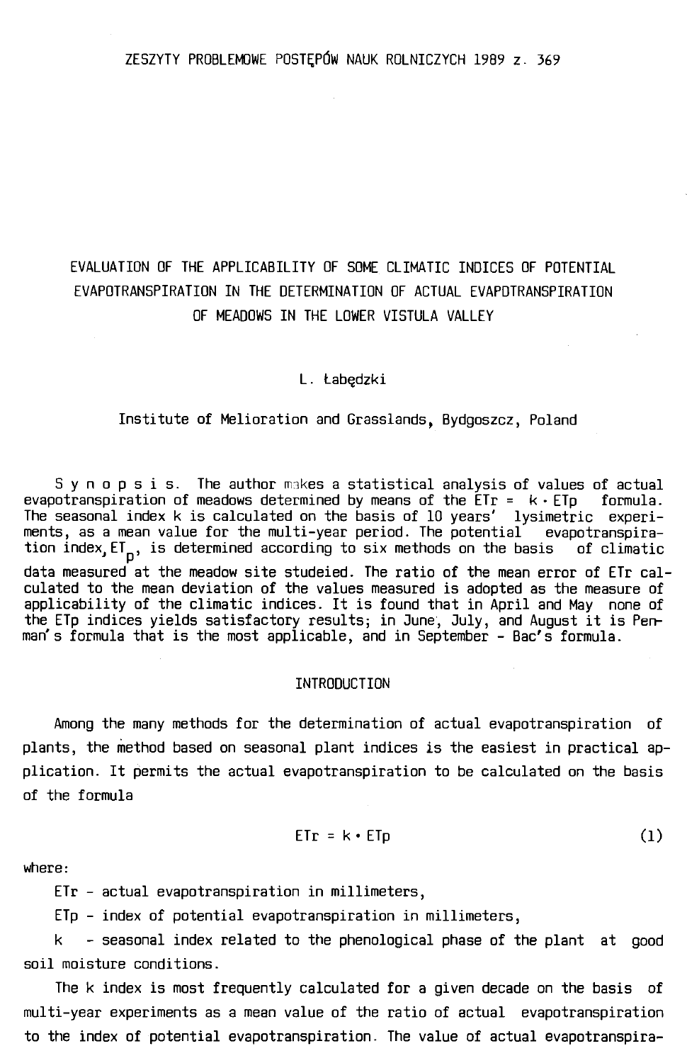# EVALUATION OF THE APPLICABILITY OF SOME CLIMATIC INDICES OF POTENTIAL EVAPOTRANSPIRATION IN THE DETERMINATION OF ACTUAL EVAPOTRANSPIRATION OF MEADOWS IN THE LOWER VISTULA VALLEY

L. Łabędzki

Institute of Melioration and Grasslands, Bydgoszcz, Poland

S y n o p s i s. The author makes a statistical analysis of values of actual evapotranspiration of meadows determined by means of the $ETr = k \cdot ETp$ formula. The seasonal index k is calculated on the basis of 10 years' lysimetric experiments, as a mean value for the multi-year period. The potential evapotranspiration index, $ET_p$, is determined according to six methods on the basis of climatic data measured at the meadow site studeied. The ratio of the mean error of ETr calculated to the mean deviation of the values measured is adopted as the measure of applicability of the climatic indices. It is found that in April and May none of the ETp indices yields satisfactory results; in June, July, and August it is Penman's formula that is the most applicable, and in September - Bac's formula.

## INTRODUCTION

Among the many methods for the determination of actual evapotranspiration of plants, the method based on seasonal plant indices is the easiest in practical application. It permits the actual evapotranspiration to be calculated on the basis of the formula

$$ETr = k \cdot ETp \qquad (1)$$

where:

ETr - actual evapotranspiration in millimeters,

ETp - index of potential evapotranspiration in millimeters,

k - seasonal index related to the phenological phase of the plant at good soil moisture conditions.

The k index is most frequently calculated for a given decade on the basis of multi-year experiments as a mean value of the ratio of actual evapotranspiration to the index of potential evapotranspiration. The value of actual evapotranspira-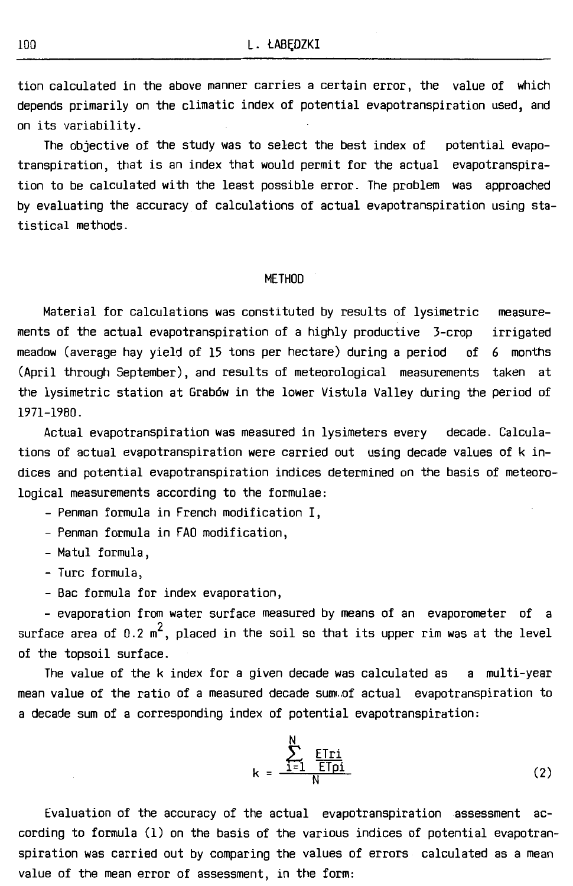tion calculated in the above manner carries a certain error, the value of which depends primarily on the climatic index of potential evapotranspiration used, and on its variability.

The objective of the study was to select the best index of potential evapotranspiration, that is an index that would permit for the actual evapotranspiration to be calculated with the least possible error. The problem was approached by evaluating the accuracy of calculations of actual evapotranspiration using statistical methods.

## METHOD

Material for calculations was constituted by results of lysimetric measurements of the actual evapotranspiration of a highly productive 3-crop irrigated meadow (average hay yield of 15 tons per hectare) during a period of 6 months (April through September), and results of meteorological measurements taken at the lysimetric station at Grabów in the lower Vistula Valley during the period of 1971-1980.

Actual evapotranspiration was measured in lysimeters every decade. Calculations of actual evapotranspiration were carried out using decade values of k indices and potential evapotranspiration indices determined on the basis of meteorological measurements according to the formulae:

- Penman formula in French modification I,
- Penman formula in FAO modification,
- Matul formula,
- Turc formula,
- Bac formula for index evaporation,
- evaporation from water surface measured by means of an evaporometer of a surface area of 0.2 $m^2$, placed in the soil so that its upper rim was at the level of the topsoil surface.

The value of the k index for a given decade was calculated as a multi-year mean value of the ratio of a measured decade sum of actual evapotranspiration to a decade sum of a corresponding index of potential evapotranspiration:

$$k = \frac{\sum_{i=1}^{N} \frac{ETri}{ETpi}}{N} \tag{2}$$

Evaluation of the accuracy of the actual evapotranspiration assessment according to formula (1) on the basis of the various indices of potential evapotranspiration was carried out by comparing the values of errors calculated as a mean value of the mean error of assessment, in the form: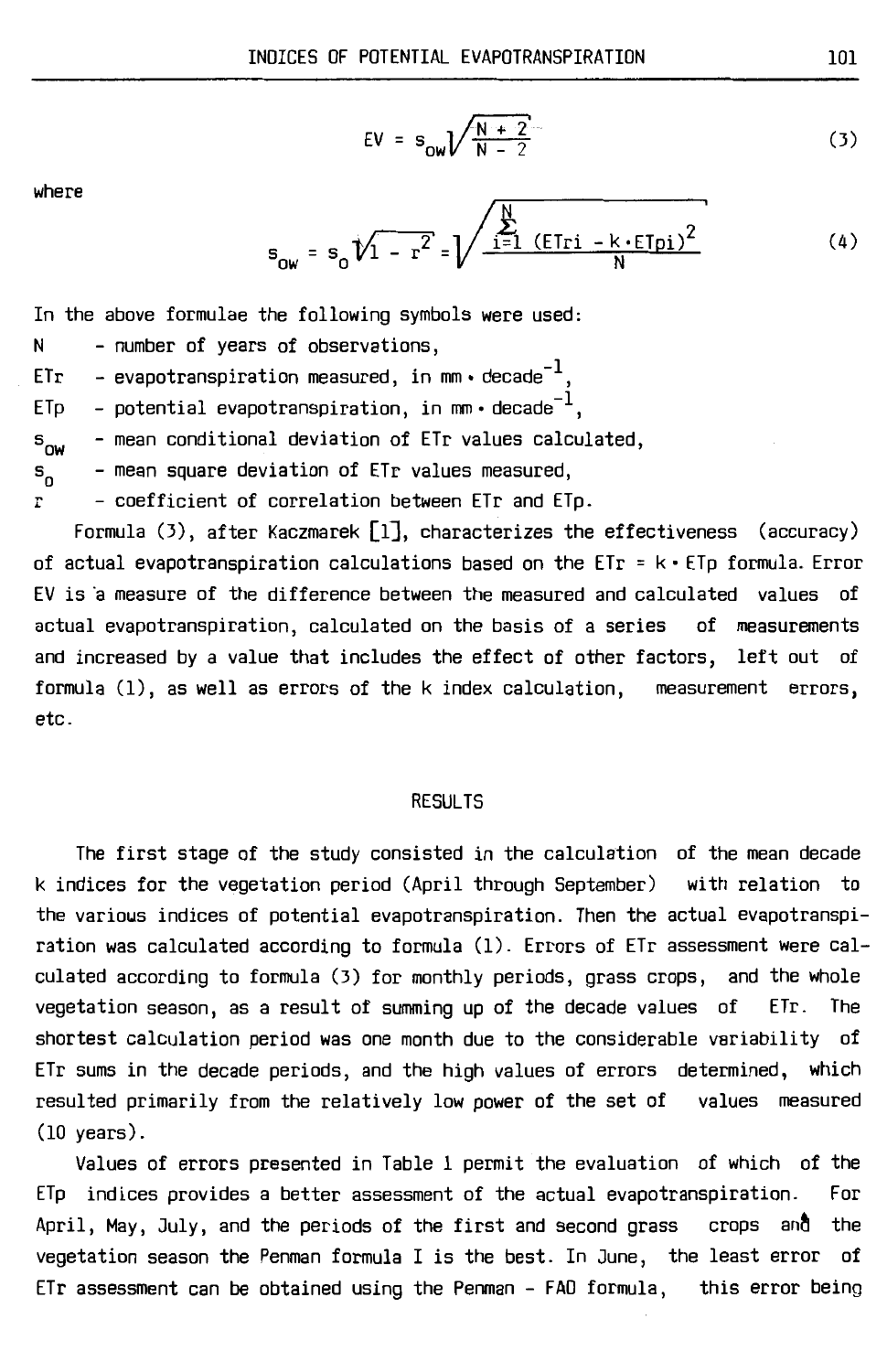$$EV = s_{ow}\sqrt{\frac{N + 2}{N - 2}} \tag{3}$$

where

$$s_{ow} = s_o\sqrt{1 - r^2} = \sqrt{\frac{\sum_{i=1}^{N} (ETri - k \cdot ETpi)^2}{N}} \tag{4}$$

In the above formulae the following symbols were used:

- N - number of years of observations,
- ETr - evapotranspiration measured, in mm • decade$^{-1}$,
- ETp - potential evapotranspiration, in mm • decade$^{-1}$,
- $s_{ow}$ - mean conditional deviation of ETr values calculated,
- $s_o$ - mean square deviation of ETr values measured,
- r - coefficient of correlation between ETr and ETp.

Formula (3), after Kaczmarek [1], characterizes the effectiveness (accuracy) of actual evapotranspiration calculations based on the ETr = k • ETp formula. Error EV is a measure of the difference between the measured and calculated values of actual evapotranspiration, calculated on the basis of a series of measurements and increased by a value that includes the effect of other factors, left out of formula (1), as well as errors of the k index calculation, measurement errors, etc.

## RESULTS

The first stage of the study consisted in the calculation of the mean decade k indices for the vegetation period (April through September) with relation to the various indices of potential evapotranspiration. Then the actual evapotranspiration was calculated according to formula (1). Errors of ETr assessment were calculated according to formula (3) for monthly periods, grass crops, and the whole vegetation season, as a result of summing up of the decade values of ETr. The shortest calculation period was one month due to the considerable variability of ETr sums in the decade periods, and the high values of errors determined, which resulted primarily from the relatively low power of the set of values measured (10 years).

Values of errors presented in Table 1 permit the evaluation of which of the ETp indices provides a better assessment of the actual evapotranspiration. For April, May, July, and the periods of the first and second grass crops and the vegetation season the Penman formula I is the best. In June, the least error of ETr assessment can be obtained using the Penman - FAO formula, this error being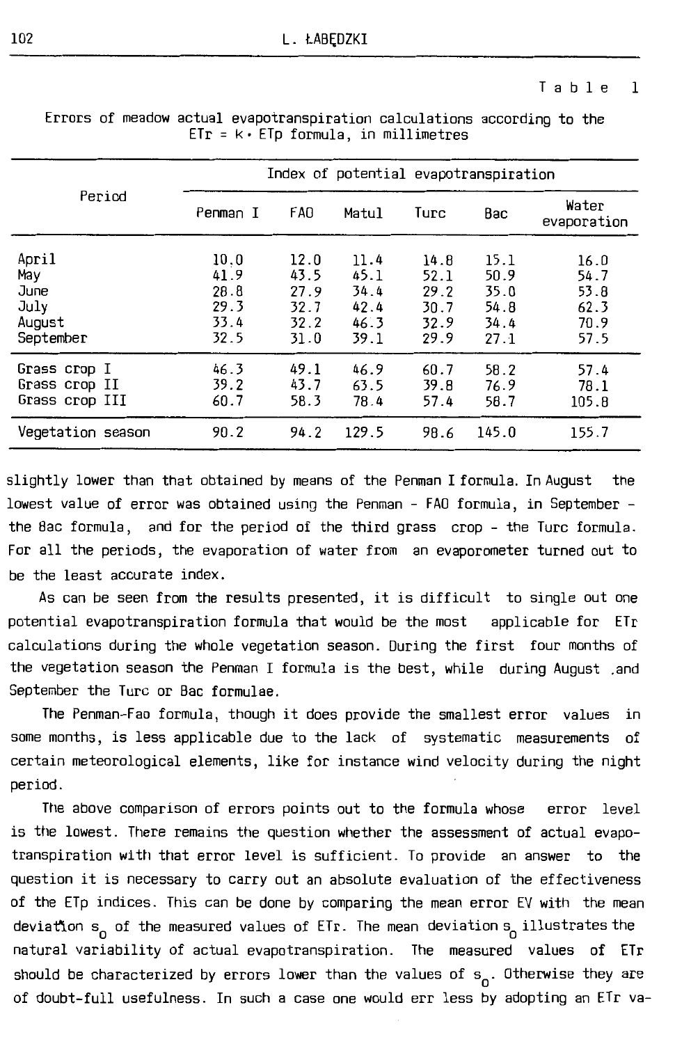Table 1

Errors of meadow actual evapotranspiration calculations according to the ETr = k · ETp formula, in millimetres

| Period | Index of potential evapotranspiration | | | | | |
|---|---|---|---|---|---|---|
| | Penman I | FAO | Matul | Turc | Bac | Water evaporation |
| April | 10.0 | 12.0 | 11.4 | 14.8 | 15.1 | 16.0 |
| May | 41.9 | 43.5 | 45.1 | 52.1 | 50.9 | 54.7 |
| June | 28.8 | 27.9 | 34.4 | 29.2 | 35.0 | 53.8 |
| July | 29.3 | 32.7 | 42.4 | 30.7 | 54.8 | 62.3 |
| August | 33.4 | 32.2 | 46.3 | 32.9 | 34.4 | 70.9 |
| September | 32.5 | 31.0 | 39.1 | 29.9 | 27.1 | 57.5 |
| Grass crop I | 46.3 | 49.1 | 46.9 | 60.7 | 58.2 | 57.4 |
| Grass crop II | 39.2 | 43.7 | 63.5 | 39.8 | 76.9 | 78.1 |
| Grass crop III | 60.7 | 58.3 | 78.4 | 57.4 | 58.7 | 105.8 |
| Vegetation season | 90.2 | 94.2 | 129.5 | 98.6 | 145.0 | 155.7 |

slightly lower than that obtained by means of the Penman I formula. In August the lowest value of error was obtained using the Penman - FAO formula, in September - the Bac formula, and for the period of the third grass crop - the Turc formula. For all the periods, the evaporation of water from an evaporometer turned out to be the least accurate index.

As can be seen from the results presented, it is difficult to single out one potential evapotranspiration formula that would be the most applicable for ETr calculations during the whole vegetation season. During the first four months of the vegetation season the Penman I formula is the best, while during August and September the Turc or Bac formulae.

The Penman-Fao formula, though it does provide the smallest error values in some months, is less applicable due to the lack of systematic measurements of certain meteorological elements, like for instance wind velocity during the night period.

The above comparison of errors points out to the formula whose error level is the lowest. There remains the question whether the assessment of actual evapotranspiration with that error level is sufficient. To provide an answer to the question it is necessary to carry out an absolute evaluation of the effectiveness of the ETp indices. This can be done by comparing the mean error EV with the mean deviation $s_0$ of the measured values of ETr. The mean deviation $s_0$ illustrates the natural variability of actual evapotranspiration. The measured values of ETr should be characterized by errors lower than the values of $s_0$. Otherwise they are of doubt-full usefulness. In such a case one would err less by adopting an ETr va-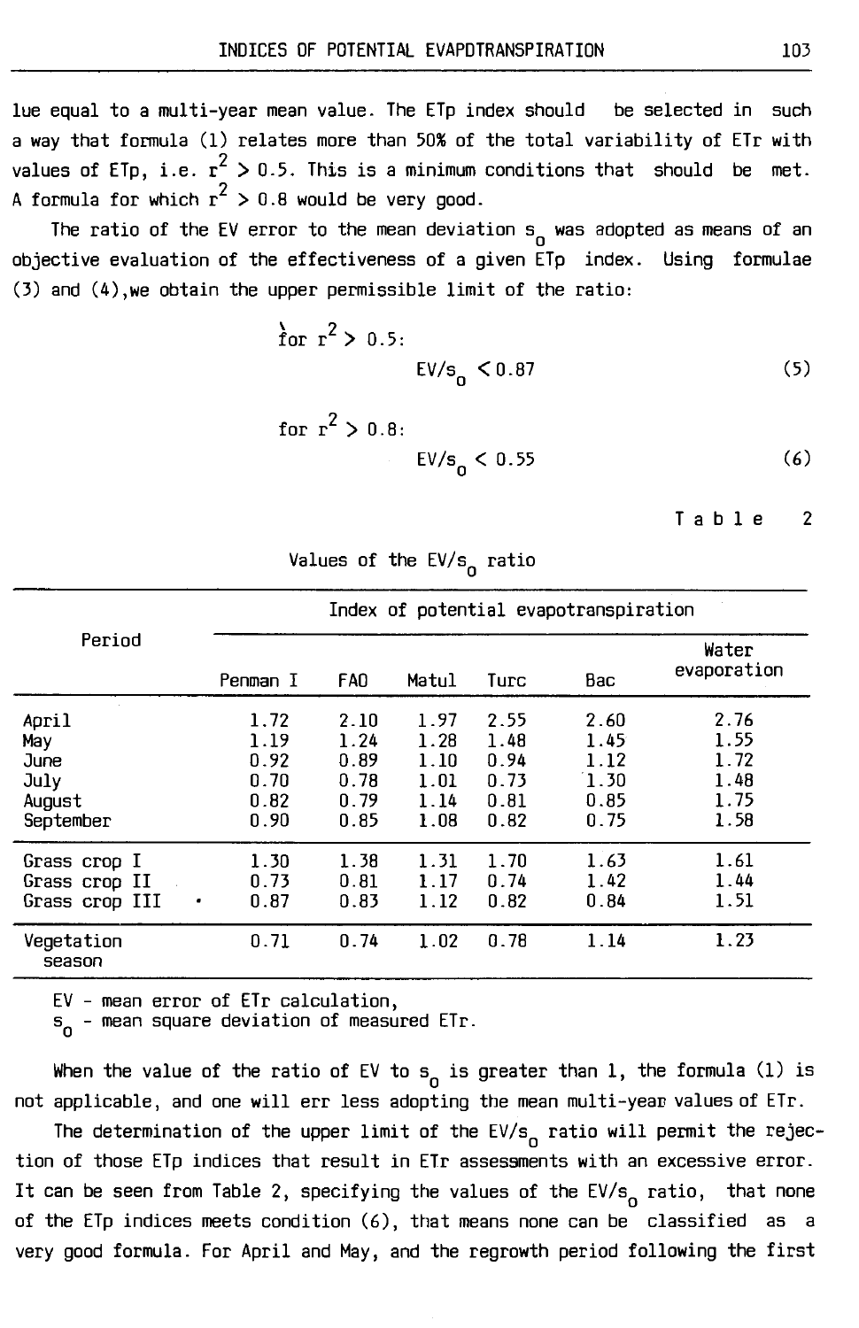lue equal to a multi-year mean value. The ETp index should be selected in such a way that formula (1) relates more than 50% of the total variability of ETr with values of ETp, i.e. $r^2 > 0.5$. This is a minimum conditions that should be met. A formula for which $r^2 > 0.8$ would be very good.

The ratio of the EV error to the mean deviation $s_0$ was adopted as means of an objective evaluation of the effectiveness of a given ETp index. Using formulae (3) and (4),we obtain the upper permissible limit of the ratio:

for $r^2 > 0.5$:

$$EV/s_0 < 0.87 \tag{5}$$

for $r^2 > 0.8$:

$$EV/s_0 < 0.55 \tag{6}$$

Table 2

Values of the $EV/s_0$ ratio

| Period | Index of potential evapotranspiration | | | | | |
|---|---|---|---|---|---|---|
| | Penman I | FAO | Matul | Turc | Bac | Water evaporation |
| April | 1.72 | 2.10 | 1.97 | 2.55 | 2.60 | 2.76 |
| May | 1.19 | 1.24 | 1.28 | 1.48 | 1.45 | 1.55 |
| June | 0.92 | 0.89 | 1.10 | 0.94 | 1.12 | 1.72 |
| July | 0.70 | 0.78 | 1.01 | 0.73 | 1.30 | 1.48 |
| August | 0.82 | 0.79 | 1.14 | 0.81 | 0.85 | 1.75 |
| September | 0.90 | 0.85 | 1.08 | 0.82 | 0.75 | 1.58 |
| Grass crop I | 1.30 | 1.38 | 1.31 | 1.70 | 1.63 | 1.61 |
| Grass crop II | 0.73 | 0.81 | 1.17 | 0.74 | 1.42 | 1.44 |
| Grass crop III | 0.87 | 0.83 | 1.12 | 0.82 | 0.84 | 1.51 |
| Vegetation season | 0.71 | 0.74 | 1.02 | 0.78 | 1.14 | 1.23 |

EV - mean error of ETr calculation,
$s_0$ - mean square deviation of measured ETr.

When the value of the ratio of EV to $s_0$ is greater than 1, the formula (1) is not applicable, and one will err less adopting the mean multi-year values of ETr.

The determination of the upper limit of the $EV/s_0$ ratio will permit the rejection of those ETp indices that result in ETr assessments with an excessive error. It can be seen from Table 2, specifying the values of the $EV/s_0$ ratio, that none of the ETp indices meets condition (6), that means none can be classified as a very good formula. For April and May, and the regrowth period following the first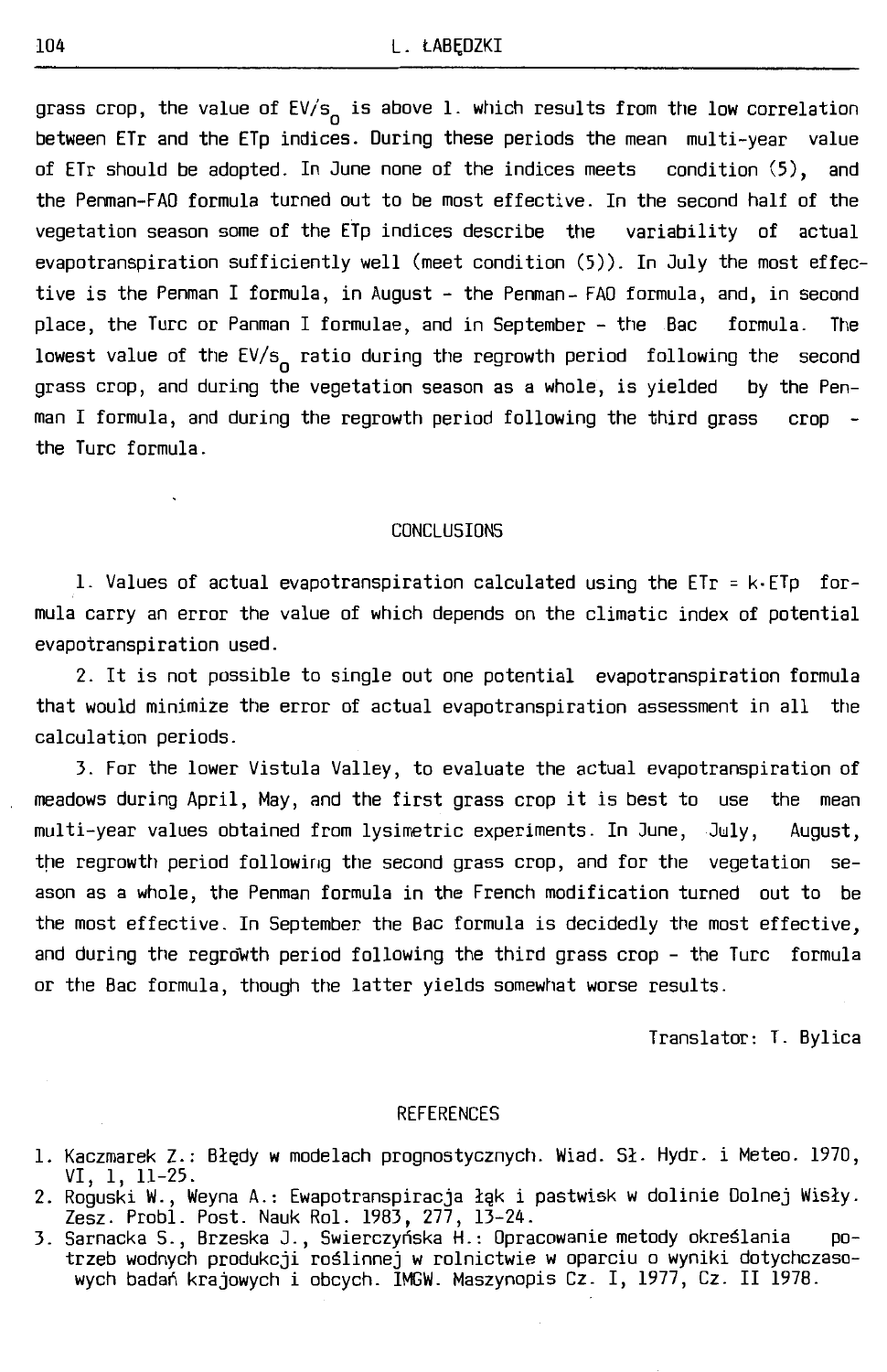grass crop, the value of $EV/s_0$ is above 1. which results from the low correlation between ETr and the ETp indices. During these periods the mean multi-year value of ETr should be adopted. In June none of the indices meets condition (5), and the Penman-FAO formula turned out to be most effective. In the second half of the vegetation season some of the ETp indices describe the variability of actual evapotranspiration sufficiently well (meet condition (5)). In July the most effective is the Penman I formula, in August - the Penman- FAO formula, and, in second place, the Turc or Panman I formulae, and in September - the Bac formula. The lowest value of the $EV/s_0$ ratio during the regrowth period following the second grass crop, and during the vegetation season as a whole, is yielded by the Penman I formula, and during the regrowth period following the third grass crop - the Turc formula.

## CONCLUSIONS

1. Values of actual evapotranspiration calculated using the $ETr = k \cdot ETp$ formula carry an error the value of which depends on the climatic index of potential evapotranspiration used.

2. It is not possible to single out one potential evapotranspiration formula that would minimize the error of actual evapotranspiration assessment in all the calculation periods.

3. For the lower Vistula Valley, to evaluate the actual evapotranspiration of meadows during April, May, and the first grass crop it is best to use the mean multi-year values obtained from lysimetric experiments. In June, July, August, the regrowth period following the second grass crop, and for the vegetation season as a whole, the Penman formula in the French modification turned out to be the most effective. In September the Bac formula is decidedly the most effective, and during the regrowth period following the third grass crop - the Turc formula or the Bac formula, though the latter yields somewhat worse results.

Translator: T. Bylica

## REFERENCES

1. Kaczmarek Z.: Błędy w modelach prognostycznych. Wiad. Sł. Hydr. i Meteo. 1970, VI, 1, 11-25.
2. Roguski W., Weyna A.: Ewapotranspiracja łąk i pastwisk w dolinie Dolnej Wisły. Zesz. Probl. Post. Nauk Rol. 1983, 277, 13-24.
3. Sarnacka S., Brzeska J., Swierczyńska H.: Opracowanie metody określania potrzeb wodnych produkcji roślinnej w rolnictwie w oparciu o wyniki dotychczasowych badań krajowych i obcych. IMGW. Maszynopis Cz. I, 1977, Cz. II 1978.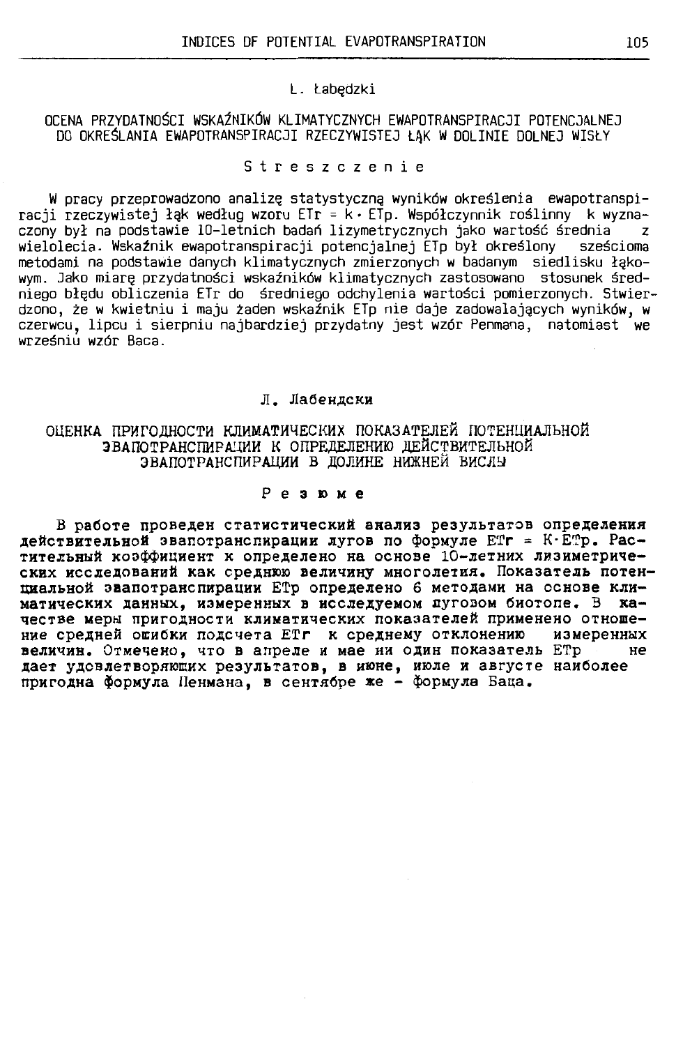L. Łabędzki

## OCENA PRZYDATNOŚCI WSKAŹNIKÓW KLIMATYCZNYCH EWAPOTRANSPIRACJI POTENCJALNEJ DO OKREŚLANIA EWAPOTRANSPIRACJI RZECZYWISTEJ ŁĄK W DOLINIE DOLNEJ WISŁY

### Streszczenie

W pracy przeprowadzono analizę statystyczną wyników określenia ewapotranspiracji rzeczywistej łąk według wzoru ETr = k · ETp. Współczynnik roślinny k wyznaczony był na podstawie 10-letnich badań lizymetrycznych jako wartość średnia z wielolecia. Wskaźnik ewapotranspiracji potencjalnej ETp był określony sześcioma metodami na podstawie danych klimatycznych zmierzonych w badanym siedlisku łąkowym. Jako miarę przydatności wskaźników klimatycznych zastosowano stosunek średniego błędu obliczenia ETr do średniego odchylenia wartości pomierzonych. Stwierdzono, że w kwietniu i maju żaden wskaźnik ETp nie daje zadowalających wyników, w czerwcu, lipcu i sierpniu najbardziej przydatny jest wzór Penmana, natomiast we wrześniu wzór Baca.

Л. Лабендски

## ОЦЕНКА ПРИГОДНОСТИ КЛИМАТИЧЕСКИХ ПОКАЗАТЕЛЕЙ ПОТЕНЦИАЛЬНОЙ ЭВАПОТРАНСПИРАЦИИ К ОПРЕДЕЛЕНИЮ ДЕЙСТВИТЕЛЬНОЙ ЭВАПОТРАНСПИРАЦИИ В ДОЛИНЕ НИЖНЕЙ ВИСЛЫ

### Резюме

**В работе проведен статистический анализ результатов определения действительной эвапотранспирации лугов по формуле ETr = K·ETp. Растительный коэффициент к определено на основе 10-летних лизиметрических исследований как среднюю величину многолетия. Показатель потенциальной эвапотранспирации ETp определено 6 методами на основе климатических данных, измеренных в исследуемом луговом биотопе. В качестве меры пригодности климатических показателей применено отношение средней ошибки подсчета ETr к среднему отклонению измеренных величин.** Отмечено, что в апреле и мае ни один показатель ETp не дает удовлетворяющих результатов, в июне, июле и августе наиболее пригодна формула Пенмана, в сентябре же - формула Баца.